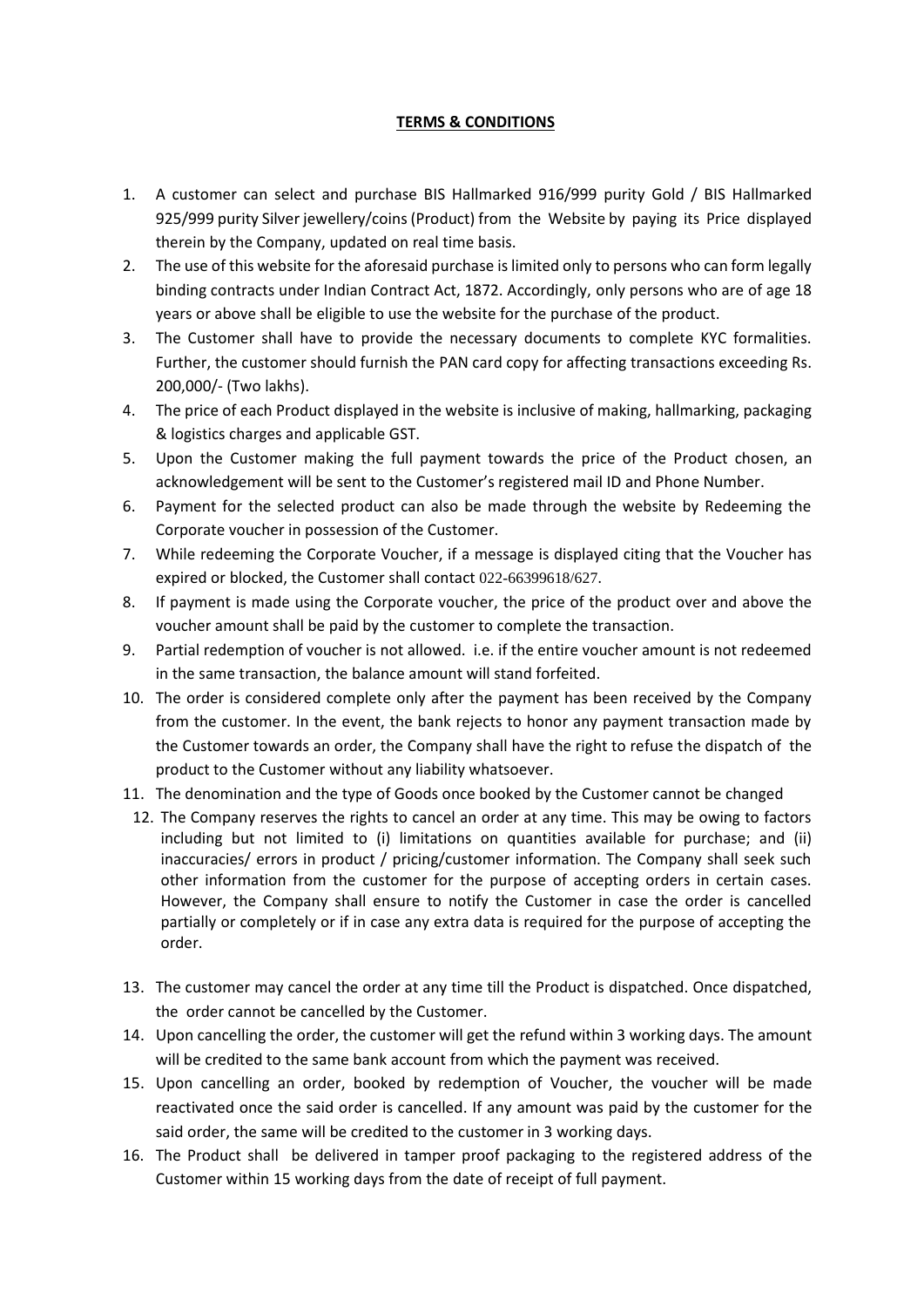# TERMS & CONDITIONS

1. A customer can select and purchase BIS Hallmarked 916/999 purity Gold / BIS Hallmarked 925/999 purity Silver jewellery/coins (Product) from the Website by paying its Price displayed therein by the Company, updated on real time basis.
2. The use of this website for the aforesaid purchase is limited only to persons who can form legally binding contracts under Indian Contract Act, 1872. Accordingly, only persons who are of age 18 years or above shall be eligible to use the website for the purchase of the product.
3. The Customer shall have to provide the necessary documents to complete KYC formalities. Further, the customer should furnish the PAN card copy for affecting transactions exceeding Rs. 200,000/- (Two lakhs).
4. The price of each Product displayed in the website is inclusive of making, hallmarking, packaging & logistics charges and applicable GST.
5. Upon the Customer making the full payment towards the price of the Product chosen, an acknowledgement will be sent to the Customer's registered mail ID and Phone Number.
6. Payment for the selected product can also be made through the website by Redeeming the Corporate voucher in possession of the Customer.
7. While redeeming the Corporate Voucher, if a message is displayed citing that the Voucher has expired or blocked, the Customer shall contact 022-66399618/627.
8. If payment is made using the Corporate voucher, the price of the product over and above the voucher amount shall be paid by the customer to complete the transaction.
9. Partial redemption of voucher is not allowed. i.e. if the entire voucher amount is not redeemed in the same transaction, the balance amount will stand forfeited.
10. The order is considered complete only after the payment has been received by the Company from the customer. In the event, the bank rejects to honor any payment transaction made by the Customer towards an order, the Company shall have the right to refuse the dispatch of the product to the Customer without any liability whatsoever.
11. The denomination and the type of Goods once booked by the Customer cannot be changed
12. The Company reserves the rights to cancel an order at any time. This may be owing to factors including but not limited to (i) limitations on quantities available for purchase; and (ii) inaccuracies/ errors in product / pricing/customer information. The Company shall seek such other information from the customer for the purpose of accepting orders in certain cases. However, the Company shall ensure to notify the Customer in case the order is cancelled partially or completely or if in case any extra data is required for the purpose of accepting the order.
13. The customer may cancel the order at any time till the Product is dispatched. Once dispatched, the order cannot be cancelled by the Customer.
14. Upon cancelling the order, the customer will get the refund within 3 working days. The amount will be credited to the same bank account from which the payment was received.
15. Upon cancelling an order, booked by redemption of Voucher, the voucher will be made reactivated once the said order is cancelled. If any amount was paid by the customer for the said order, the same will be credited to the customer in 3 working days.
16. The Product shall be delivered in tamper proof packaging to the registered address of the Customer within 15 working days from the date of receipt of full payment.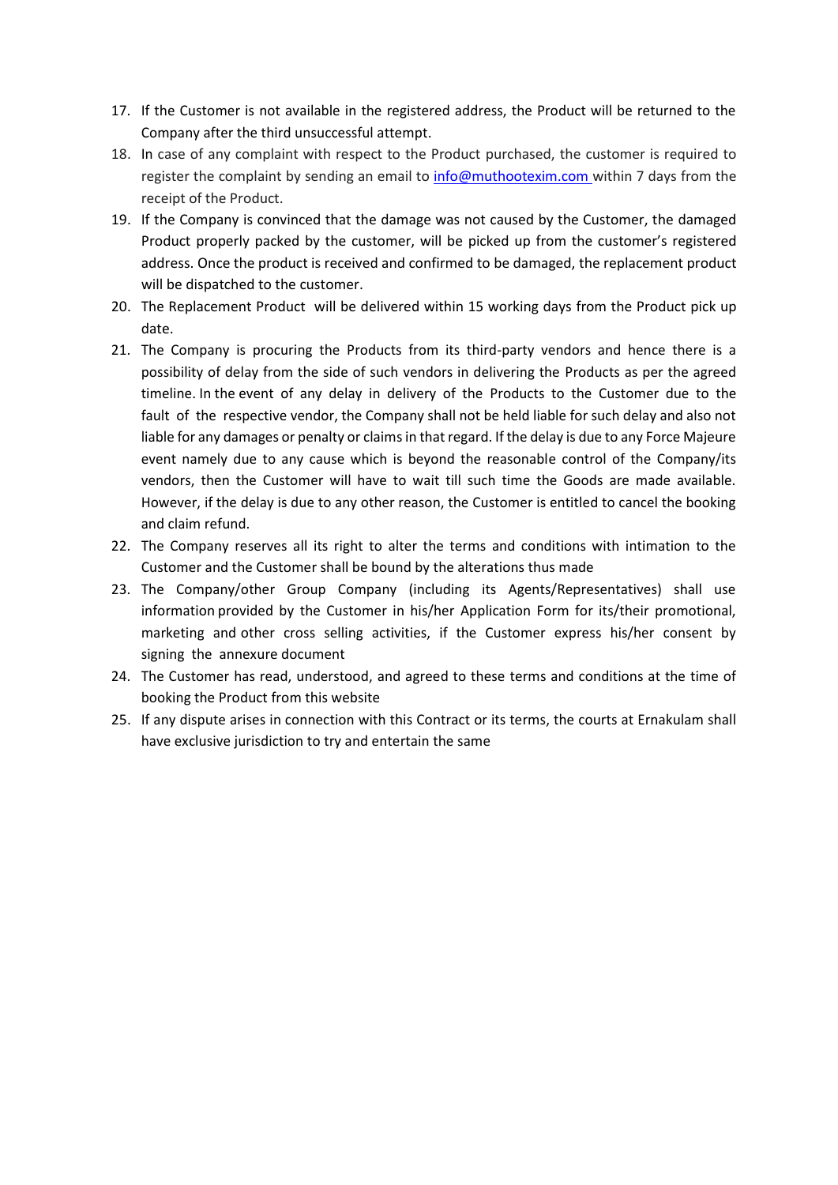17. If the Customer is not available in the registered address, the Product will be returned to the Company after the third unsuccessful attempt.
18. In case of any complaint with respect to the Product purchased, the customer is required to register the complaint by sending an email to info@muthootexim.com within 7 days from the receipt of the Product.
19. If the Company is convinced that the damage was not caused by the Customer, the damaged Product properly packed by the customer, will be picked up from the customer's registered address. Once the product is received and confirmed to be damaged, the replacement product will be dispatched to the customer.
20. The Replacement Product will be delivered within 15 working days from the Product pick up date.
21. The Company is procuring the Products from its third-party vendors and hence there is a possibility of delay from the side of such vendors in delivering the Products as per the agreed timeline. In the event of any delay in delivery of the Products to the Customer due to the fault of the respective vendor, the Company shall not be held liable for such delay and also not liable for any damages or penalty or claims in that regard. If the delay is due to any Force Majeure event namely due to any cause which is beyond the reasonable control of the Company/its vendors, then the Customer will have to wait till such time the Goods are made available. However, if the delay is due to any other reason, the Customer is entitled to cancel the booking and claim refund.
22. The Company reserves all its right to alter the terms and conditions with intimation to the Customer and the Customer shall be bound by the alterations thus made
23. The Company/other Group Company (including its Agents/Representatives) shall use information provided by the Customer in his/her Application Form for its/their promotional, marketing and other cross selling activities, if the Customer express his/her consent by signing the annexure document
24. The Customer has read, understood, and agreed to these terms and conditions at the time of booking the Product from this website
25. If any dispute arises in connection with this Contract or its terms, the courts at Ernakulam shall have exclusive jurisdiction to try and entertain the same